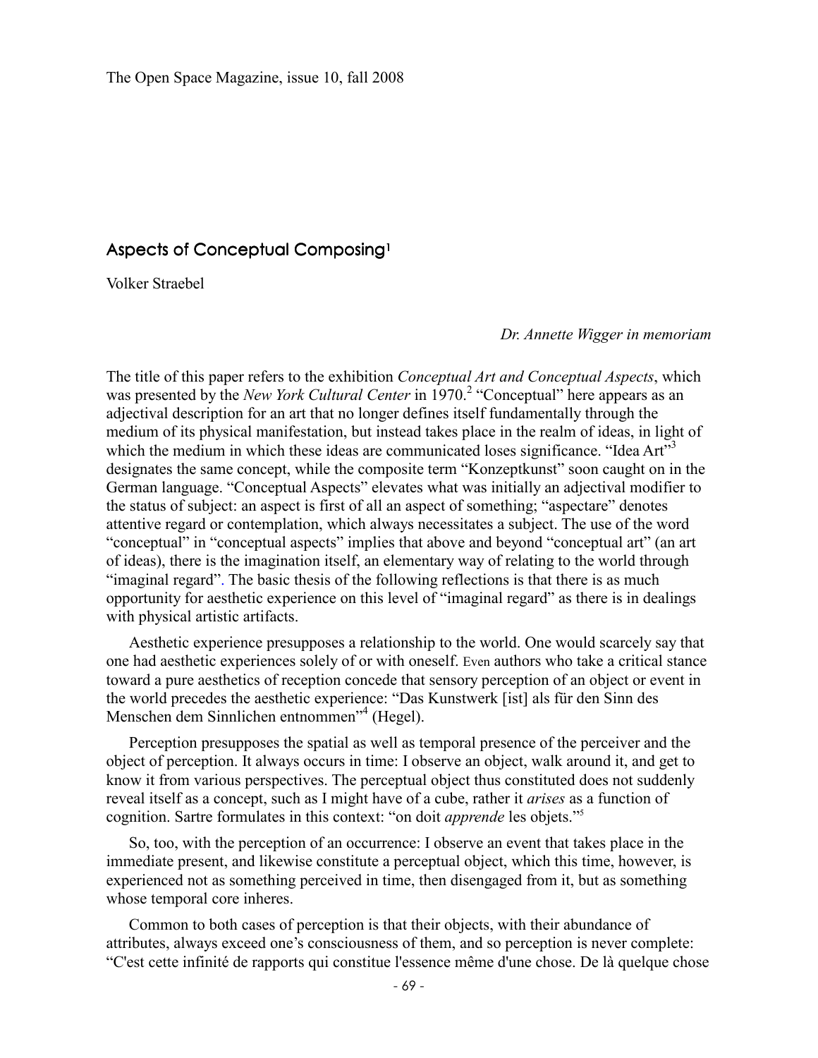## Aspects of Conceptual Composing[1]

Volker Straebel

*Dr. Annette Wigger in memoriam*

The title of this paper refers to the exhibition *Conceptual Art and Conceptual Aspects*, which was presented by the *New York Cultural Center* in 1970.[2] "Conceptual" here appears as an adjectival description for an art that no longer defines itself fundamentally through the medium of its physical manifestation, but instead takes place in the realm of ideas, in light of which the medium in which these ideas are communicated loses significance. "Idea Art"[3] designates the same concept, while the composite term "Konzeptkunst" soon caught on in the German language. "Conceptual Aspects" elevates what was initially an adjectival modifier to the status of subject: an aspect is first of all an aspect of something; "aspectare" denotes attentive regard or contemplation, which always necessitates a subject. The use of the word "conceptual" in "conceptual aspects" implies that above and beyond "conceptual art" (an art of ideas), there is the imagination itself, an elementary way of relating to the world through "imaginal regard". The basic thesis of the following reflections is that there is as much opportunity for aesthetic experience on this level of "imaginal regard" as there is in dealings with physical artistic artifacts.

Aesthetic experience presupposes a relationship to the world. One would scarcely say that one had aesthetic experiences solely of or with oneself. Even authors who take a critical stance toward a pure aesthetics of reception concede that sensory perception of an object or event in the world precedes the aesthetic experience: "Das Kunstwerk [ist] als für den Sinn des Menschen dem Sinnlichen entnommen"[4] (Hegel).

Perception presupposes the spatial as well as temporal presence of the perceiver and the object of perception. It always occurs in time: I observe an object, walk around it, and get to know it from various perspectives. The perceptual object thus constituted does not suddenly reveal itself as a concept, such as I might have of a cube, rather it *arises* as a function of cognition. Sartre formulates in this context: "on doit *apprende* les objets."[5]

So, too, with the perception of an occurrence: I observe an event that takes place in the immediate present, and likewise constitute a perceptual object, which this time, however, is experienced not as something perceived in time, then disengaged from it, but as something whose temporal core inheres.

Common to both cases of perception is that their objects, with their abundance of attributes, always exceed one's consciousness of them, and so perception is never complete: "C'est cette infinité de rapports qui constitue l'essence même d'une chose. De là quelque chose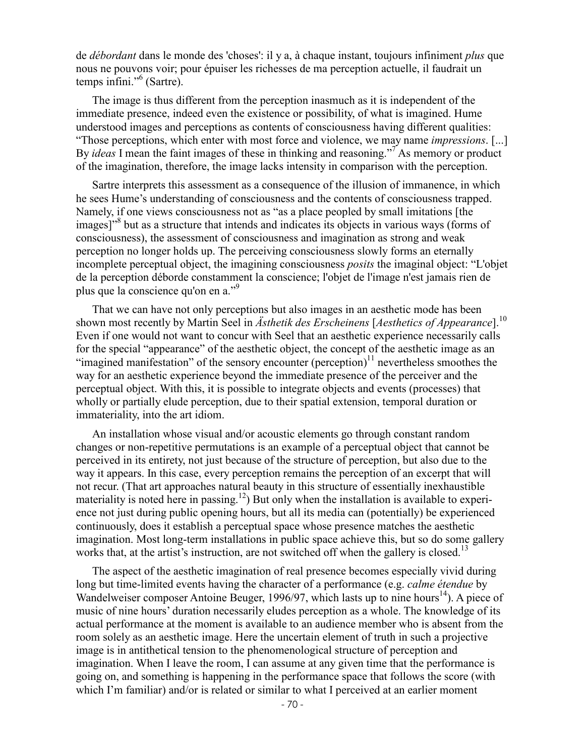de *débordant* dans le monde des 'choses': il y a, à chaque instant, toujours infiniment *plus* que nous ne pouvons voir; pour épuiser les richesses de ma perception actuelle, il faudrait un temps infini."[6] (Sartre).

The image is thus different from the perception inasmuch as it is independent of the immediate presence, indeed even the existence or possibility, of what is imagined. Hume understood images and perceptions as contents of consciousness having different qualities: "Those perceptions, which enter with most force and violence, we may name *impressions*. [...] By *ideas* I mean the faint images of these in thinking and reasoning."[7] As memory or product of the imagination, therefore, the image lacks intensity in comparison with the perception.

Sartre interprets this assessment as a consequence of the illusion of immanence, in which he sees Hume's understanding of consciousness and the contents of consciousness trapped. Namely, if one views consciousness not as "as a place peopled by small imitations [the images]"[8] but as a structure that intends and indicates its objects in various ways (forms of consciousness), the assessment of consciousness and imagination as strong and weak perception no longer holds up. The perceiving consciousness slowly forms an eternally incomplete perceptual object, the imagining consciousness *posits* the imaginal object: "L'objet de la perception déborde constamment la conscience; l'objet de l'image n'est jamais rien de plus que la conscience qu'on en a."[9]

That we can have not only perceptions but also images in an aesthetic mode has been shown most recently by Martin Seel in *Ästhetik des Erscheinens* [*Aesthetics of Appearance*].[10] Even if one would not want to concur with Seel that an aesthetic experience necessarily calls for the special "appearance" of the aesthetic object, the concept of the aesthetic image as an "imagined manifestation" of the sensory encounter (perception)[11] nevertheless smoothes the way for an aesthetic experience beyond the immediate presence of the perceiver and the perceptual object. With this, it is possible to integrate objects and events (processes) that wholly or partially elude perception, due to their spatial extension, temporal duration or immateriality, into the art idiom.

An installation whose visual and/or acoustic elements go through constant random changes or non-repetitive permutations is an example of a perceptual object that cannot be perceived in its entirety, not just because of the structure of perception, but also due to the way it appears. In this case, every perception remains the perception of an excerpt that will not recur. (That art approaches natural beauty in this structure of essentially inexhaustible materiality is noted here in passing.[12]) But only when the installation is available to experience not just during public opening hours, but all its media can (potentially) be experienced continuously, does it establish a perceptual space whose presence matches the aesthetic imagination. Most long-term installations in public space achieve this, but so do some gallery works that, at the artist's instruction, are not switched off when the gallery is closed.[13]

The aspect of the aesthetic imagination of real presence becomes especially vivid during long but time-limited events having the character of a performance (e.g. *calme étendue* by Wandelweiser composer Antoine Beuger, 1996/97, which lasts up to nine hours[14]). A piece of music of nine hours' duration necessarily eludes perception as a whole. The knowledge of its actual performance at the moment is available to an audience member who is absent from the room solely as an aesthetic image. Here the uncertain element of truth in such a projective image is in antithetical tension to the phenomenological structure of perception and imagination. When I leave the room, I can assume at any given time that the performance is going on, and something is happening in the performance space that follows the score (with which I'm familiar) and/or is related or similar to what I perceived at an earlier moment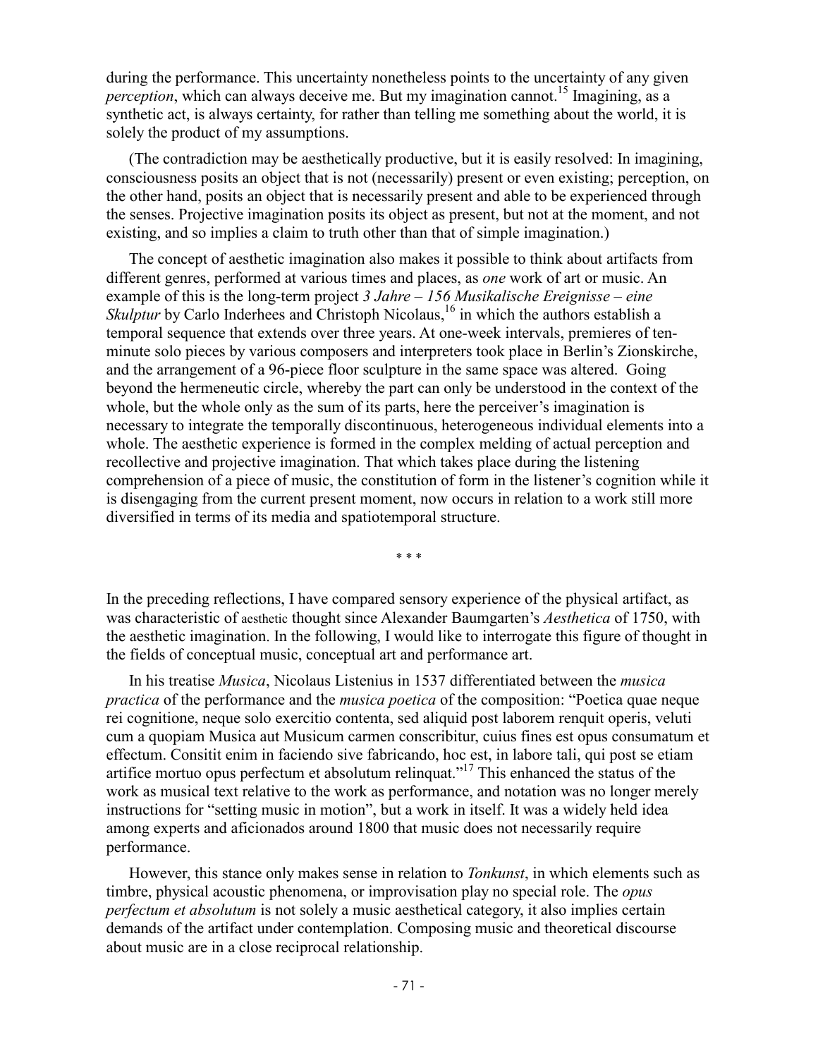during the performance. This uncertainty nonetheless points to the uncertainty of any given *perception*, which can always deceive me. But my imagination cannot.[15] Imagining, as a synthetic act, is always certainty, for rather than telling me something about the world, it is solely the product of my assumptions.

(The contradiction may be aesthetically productive, but it is easily resolved: In imagining, consciousness posits an object that is not (necessarily) present or even existing; perception, on the other hand, posits an object that is necessarily present and able to be experienced through the senses. Projective imagination posits its object as present, but not at the moment, and not existing, and so implies a claim to truth other than that of simple imagination.)

The concept of aesthetic imagination also makes it possible to think about artifacts from different genres, performed at various times and places, as *one* work of art or music. An example of this is the long-term project *3 Jahre – 156 Musikalische Ereignisse – eine Skulptur* by Carlo Inderhees and Christoph Nicolaus,[16] in which the authors establish a temporal sequence that extends over three years. At one-week intervals, premieres of ten-minute solo pieces by various composers and interpreters took place in Berlin's Zionskirche, and the arrangement of a 96-piece floor sculpture in the same space was altered. Going beyond the hermeneutic circle, whereby the part can only be understood in the context of the whole, but the whole only as the sum of its parts, here the perceiver's imagination is necessary to integrate the temporally discontinuous, heterogeneous individual elements into a whole. The aesthetic experience is formed in the complex melding of actual perception and recollective and projective imagination. That which takes place during the listening comprehension of a piece of music, the constitution of form in the listener's cognition while it is disengaging from the current present moment, now occurs in relation to a work still more diversified in terms of its media and spatiotemporal structure.

\* \* \*

In the preceding reflections, I have compared sensory experience of the physical artifact, as was characteristic of aesthetic thought since Alexander Baumgarten's *Aesthetica* of 1750, with the aesthetic imagination. In the following, I would like to interrogate this figure of thought in the fields of conceptual music, conceptual art and performance art.

In his treatise *Musica*, Nicolaus Listenius in 1537 differentiated between the *musica practica* of the performance and the *musica poetica* of the composition: "Poetica quae neque rei cognitione, neque solo exercitio contenta, sed aliquid post laborem renquit operis, veluti cum a quopiam Musica aut Musicum carmen conscribitur, cuius fines est opus consumatum et effectum. Consitit enim in faciendo sive fabricando, hoc est, in labore tali, qui post se etiam artifice mortuo opus perfectum et absolutum relinquat."[17] This enhanced the status of the work as musical text relative to the work as performance, and notation was no longer merely instructions for "setting music in motion", but a work in itself. It was a widely held idea among experts and aficionados around 1800 that music does not necessarily require performance.

However, this stance only makes sense in relation to *Tonkunst*, in which elements such as timbre, physical acoustic phenomena, or improvisation play no special role. The *opus perfectum et absolutum* is not solely a music aesthetical category, it also implies certain demands of the artifact under contemplation. Composing music and theoretical discourse about music are in a close reciprocal relationship.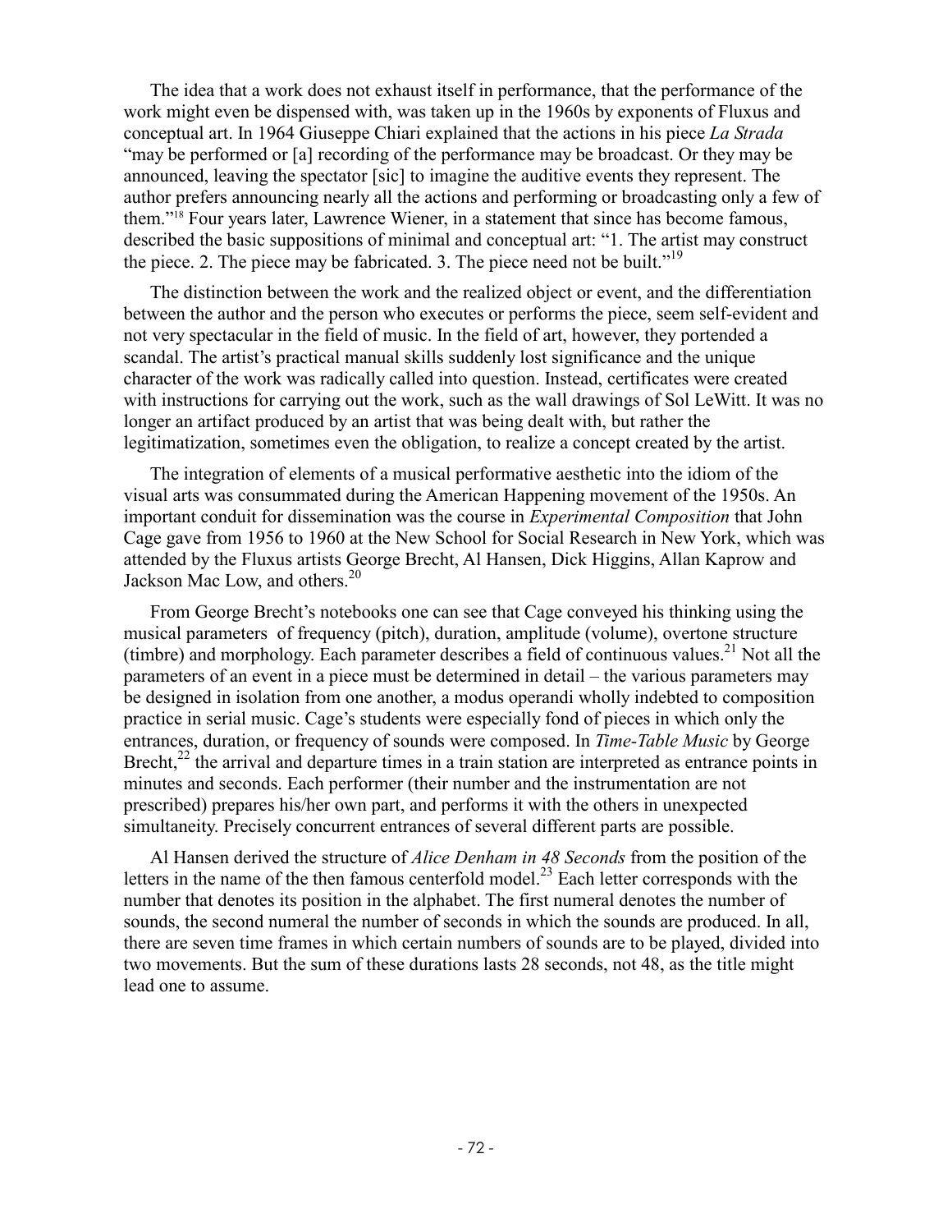The idea that a work does not exhaust itself in performance, that the performance of the work might even be dispensed with, was taken up in the 1960s by exponents of Fluxus and conceptual art. In 1964 Giuseppe Chiari explained that the actions in his piece *La Strada* "may be performed or [a] recording of the performance may be broadcast. Or they may be announced, leaving the spectator [sic] to imagine the auditive events they represent. The author prefers announcing nearly all the actions and performing or broadcasting only a few of them."[18] Four years later, Lawrence Wiener, in a statement that since has become famous, described the basic suppositions of minimal and conceptual art: "1. The artist may construct the piece. 2. The piece may be fabricated. 3. The piece need not be built."[19]

The distinction between the work and the realized object or event, and the differentiation between the author and the person who executes or performs the piece, seem self-evident and not very spectacular in the field of music. In the field of art, however, they portended a scandal. The artist's practical manual skills suddenly lost significance and the unique character of the work was radically called into question. Instead, certificates were created with instructions for carrying out the work, such as the wall drawings of Sol LeWitt. It was no longer an artifact produced by an artist that was being dealt with, but rather the legitimatization, sometimes even the obligation, to realize a concept created by the artist.

The integration of elements of a musical performative aesthetic into the idiom of the visual arts was consummated during the American Happening movement of the 1950s. An important conduit for dissemination was the course in *Experimental Composition* that John Cage gave from 1956 to 1960 at the New School for Social Research in New York, which was attended by the Fluxus artists George Brecht, Al Hansen, Dick Higgins, Allan Kaprow and Jackson Mac Low, and others.[20]

From George Brecht's notebooks one can see that Cage conveyed his thinking using the musical parameters of frequency (pitch), duration, amplitude (volume), overtone structure (timbre) and morphology. Each parameter describes a field of continuous values.[21] Not all the parameters of an event in a piece must be determined in detail – the various parameters may be designed in isolation from one another, a modus operandi wholly indebted to composition practice in serial music. Cage's students were especially fond of pieces in which only the entrances, duration, or frequency of sounds were composed. In *Time-Table Music* by George Brecht,[22] the arrival and departure times in a train station are interpreted as entrance points in minutes and seconds. Each performer (their number and the instrumentation are not prescribed) prepares his/her own part, and performs it with the others in unexpected simultaneity. Precisely concurrent entrances of several different parts are possible.

Al Hansen derived the structure of *Alice Denham in 48 Seconds* from the position of the letters in the name of the then famous centerfold model.[23] Each letter corresponds with the number that denotes its position in the alphabet. The first numeral denotes the number of sounds, the second numeral the number of seconds in which the sounds are produced. In all, there are seven time frames in which certain numbers of sounds are to be played, divided into two movements. But the sum of these durations lasts 28 seconds, not 48, as the title might lead one to assume.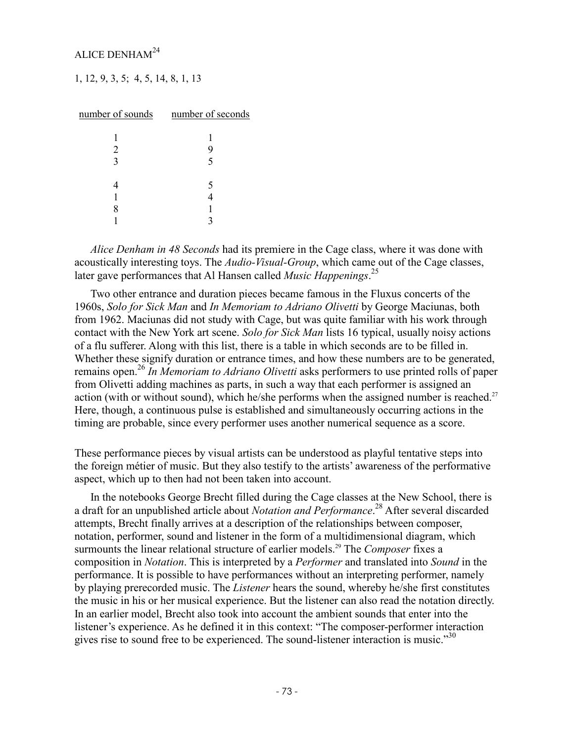ALICE DENHAM[24]

1, 12, 9, 3, 5;  4, 5, 14, 8, 1, 13

| number of sounds | number of seconds |
|---|---|
| 1 | 1 |
| 2 | 9 |
| 3 | 5 |
| | |
| 4 | 5 |
| 1 | 4 |
| 8 | 1 |
| 1 | 3 |

*Alice Denham in 48 Seconds* had its premiere in the Cage class, where it was done with acoustically interesting toys. The *Audio-Visual-Group*, which came out of the Cage classes, later gave performances that Al Hansen called *Music Happenings*.[25]

Two other entrance and duration pieces became famous in the Fluxus concerts of the 1960s, *Solo for Sick Man* and *In Memoriam to Adriano Olivetti* by George Maciunas, both from 1962. Maciunas did not study with Cage, but was quite familiar with his work through contact with the New York art scene. *Solo for Sick Man* lists 16 typical, usually noisy actions of a flu sufferer. Along with this list, there is a table in which seconds are to be filled in. Whether these signify duration or entrance times, and how these numbers are to be generated, remains open.[26] *In Memoriam to Adriano Olivetti* asks performers to use printed rolls of paper from Olivetti adding machines as parts, in such a way that each performer is assigned an action (with or without sound), which he/she performs when the assigned number is reached.[27] Here, though, a continuous pulse is established and simultaneously occurring actions in the timing are probable, since every performer uses another numerical sequence as a score.

These performance pieces by visual artists can be understood as playful tentative steps into the foreign métier of music. But they also testify to the artists' awareness of the performative aspect, which up to then had not been taken into account.

In the notebooks George Brecht filled during the Cage classes at the New School, there is a draft for an unpublished article about *Notation and Performance*.[28] After several discarded attempts, Brecht finally arrives at a description of the relationships between composer, notation, performer, sound and listener in the form of a multidimensional diagram, which surmounts the linear relational structure of earlier models.[29] The *Composer* fixes a composition in *Notation*. This is interpreted by a *Performer* and translated into *Sound* in the performance. It is possible to have performances without an interpreting performer, namely by playing prerecorded music. The *Listener* hears the sound, whereby he/she first constitutes the music in his or her musical experience. But the listener can also read the notation directly. In an earlier model, Brecht also took into account the ambient sounds that enter into the listener's experience. As he defined it in this context: "The composer-performer interaction gives rise to sound free to be experienced. The sound-listener interaction is music."[30]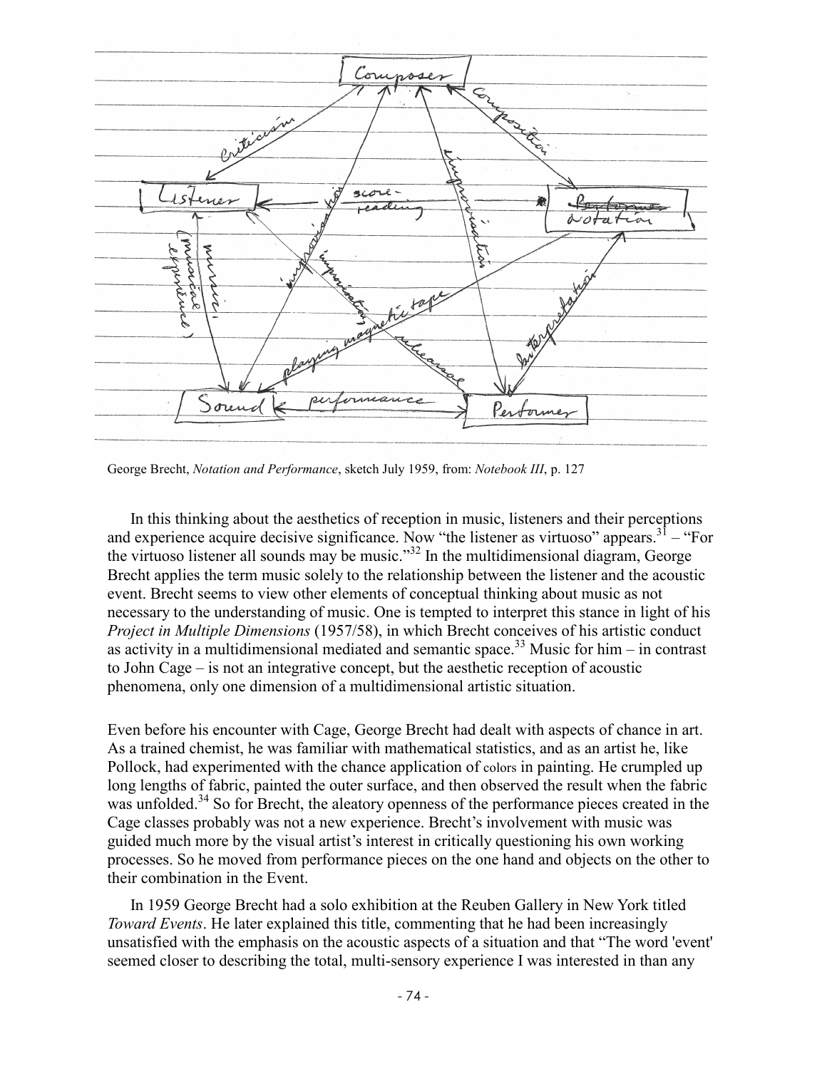George Brecht, *Notation and Performance*, sketch July 1959, from: *Notebook III*, p. 127

In this thinking about the aesthetics of reception in music, listeners and their perceptions and experience acquire decisive significance. Now "the listener as virtuoso" appears.[31] – "For the virtuoso listener all sounds may be music."[32] In the multidimensional diagram, George Brecht applies the term music solely to the relationship between the listener and the acoustic event. Brecht seems to view other elements of conceptual thinking about music as not necessary to the understanding of music. One is tempted to interpret this stance in light of his *Project in Multiple Dimensions* (1957/58), in which Brecht conceives of his artistic conduct as activity in a multidimensional mediated and semantic space.[33] Music for him – in contrast to John Cage – is not an integrative concept, but the aesthetic reception of acoustic phenomena, only one dimension of a multidimensional artistic situation.

Even before his encounter with Cage, George Brecht had dealt with aspects of chance in art. As a trained chemist, he was familiar with mathematical statistics, and as an artist he, like Pollock, had experimented with the chance application of colors in painting. He crumpled up long lengths of fabric, painted the outer surface, and then observed the result when the fabric was unfolded.[34] So for Brecht, the aleatory openness of the performance pieces created in the Cage classes probably was not a new experience. Brecht's involvement with music was guided much more by the visual artist's interest in critically questioning his own working processes. So he moved from performance pieces on the one hand and objects on the other to their combination in the Event.

In 1959 George Brecht had a solo exhibition at the Reuben Gallery in New York titled *Toward Events*. He later explained this title, commenting that he had been increasingly unsatisfied with the emphasis on the acoustic aspects of a situation and that "The word 'event' seemed closer to describing the total, multi-sensory experience I was interested in than any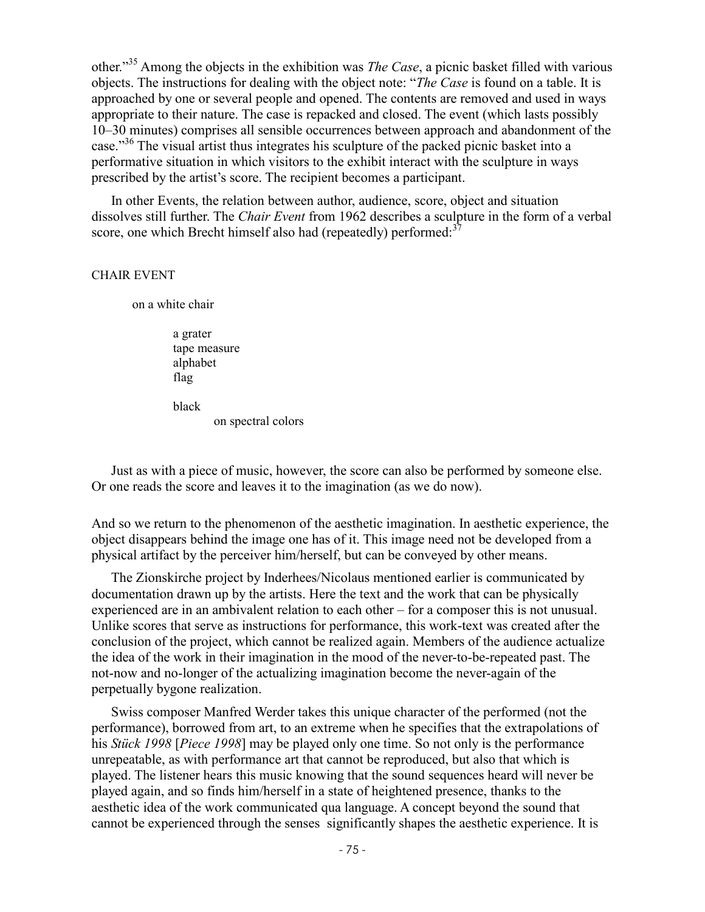other."[35] Among the objects in the exhibition was *The Case*, a picnic basket filled with various objects. The instructions for dealing with the object note: "*The Case* is found on a table. It is approached by one or several people and opened. The contents are removed and used in ways appropriate to their nature. The case is repacked and closed. The event (which lasts possibly 10–30 minutes) comprises all sensible occurrences between approach and abandonment of the case."[36] The visual artist thus integrates his sculpture of the packed picnic basket into a performative situation in which visitors to the exhibit interact with the sculpture in ways prescribed by the artist's score. The recipient becomes a participant.

In other Events, the relation between author, audience, score, object and situation dissolves still further. The *Chair Event* from 1962 describes a sculpture in the form of a verbal score, one which Brecht himself also had (repeatedly) performed:[37]

CHAIR EVENT

on a white chair

a grater
tape measure
alphabet
flag

black
on spectral colors

Just as with a piece of music, however, the score can also be performed by someone else. Or one reads the score and leaves it to the imagination (as we do now).

And so we return to the phenomenon of the aesthetic imagination. In aesthetic experience, the object disappears behind the image one has of it. This image need not be developed from a physical artifact by the perceiver him/herself, but can be conveyed by other means.

The Zionskirche project by Inderhees/Nicolaus mentioned earlier is communicated by documentation drawn up by the artists. Here the text and the work that can be physically experienced are in an ambivalent relation to each other – for a composer this is not unusual. Unlike scores that serve as instructions for performance, this work-text was created after the conclusion of the project, which cannot be realized again. Members of the audience actualize the idea of the work in their imagination in the mood of the never-to-be-repeated past. The not-now and no-longer of the actualizing imagination become the never-again of the perpetually bygone realization.

Swiss composer Manfred Werder takes this unique character of the performed (not the performance), borrowed from art, to an extreme when he specifies that the extrapolations of his *Stück 1998* [*Piece 1998*] may be played only one time. So not only is the performance unrepeatable, as with performance art that cannot be reproduced, but also that which is played. The listener hears this music knowing that the sound sequences heard will never be played again, and so finds him/herself in a state of heightened presence, thanks to the aesthetic idea of the work communicated qua language. A concept beyond the sound that cannot be experienced through the senses significantly shapes the aesthetic experience. It is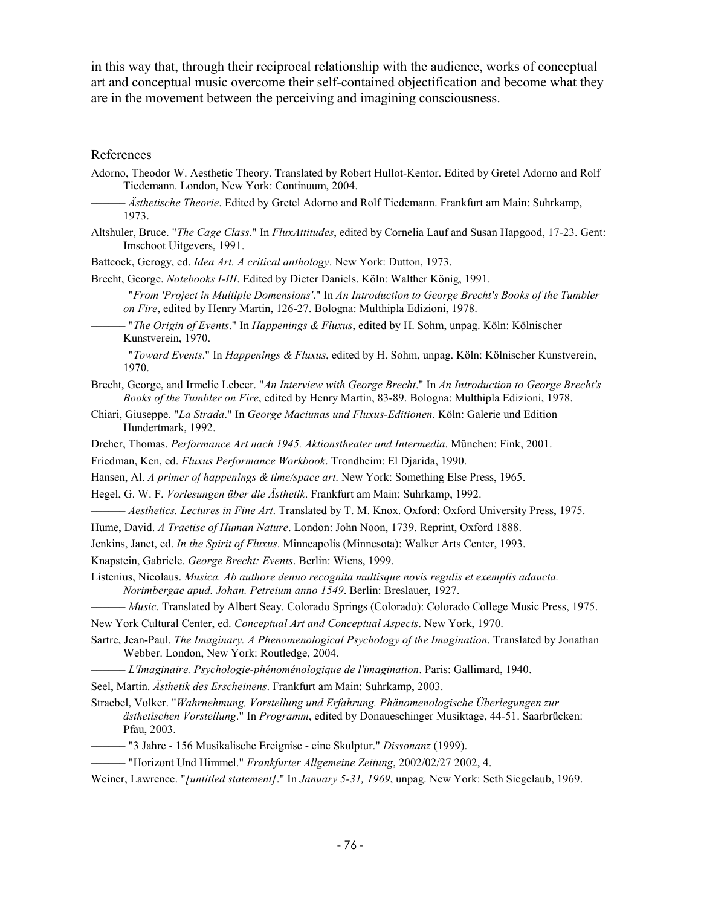in this way that, through their reciprocal relationship with the audience, works of conceptual art and conceptual music overcome their self-contained objectification and become what they are in the movement between the perceiving and imagining consciousness.

## References

Adorno, Theodor W. Aesthetic Theory. Translated by Robert Hullot-Kentor. Edited by Gretel Adorno and Rolf Tiedemann. London, New York: Continuum, 2004.

——— *Ästhetische Theorie*. Edited by Gretel Adorno and Rolf Tiedemann. Frankfurt am Main: Suhrkamp, 1973.

Altshuler, Bruce. "*The Cage Class*." In *FluxAttitudes*, edited by Cornelia Lauf and Susan Hapgood, 17-23. Gent: Imschoot Uitgevers, 1991.

Battcock, Gerogy, ed. *Idea Art. A critical anthology*. New York: Dutton, 1973.

Brecht, George. *Notebooks I-III*. Edited by Dieter Daniels. Köln: Walther König, 1991.

——— "*From 'Project in Multiple Domensions'*." In *An Introduction to George Brecht's Books of the Tumbler on Fire*, edited by Henry Martin, 126-27. Bologna: Multhipla Edizioni, 1978.

——— "*The Origin of Events*." In *Happenings & Fluxus*, edited by H. Sohm, unpag. Köln: Kölnischer Kunstverein, 1970.

——— "*Toward Events*." In *Happenings & Fluxus*, edited by H. Sohm, unpag. Köln: Kölnischer Kunstverein, 1970.

Brecht, George, and Irmelie Lebeer. "*An Interview with George Brecht*." In *An Introduction to George Brecht's Books of the Tumbler on Fire*, edited by Henry Martin, 83-89. Bologna: Multhipla Edizioni, 1978.

Chiari, Giuseppe. "*La Strada*." In *George Maciunas und Fluxus-Editionen*. Köln: Galerie und Edition Hundertmark, 1992.

Dreher, Thomas. *Performance Art nach 1945. Aktionstheater und Intermedia*. München: Fink, 2001.

Friedman, Ken, ed. *Fluxus Performance Workbook*. Trondheim: El Djarida, 1990.

Hansen, Al. *A primer of happenings & time/space art*. New York: Something Else Press, 1965.

Hegel, G. W. F. *Vorlesungen über die Ästhetik*. Frankfurt am Main: Suhrkamp, 1992.

——— *Aesthetics. Lectures in Fine Art*. Translated by T. M. Knox. Oxford: Oxford University Press, 1975.

Hume, David. *A Traetise of Human Nature*. London: John Noon, 1739. Reprint, Oxford 1888.

Jenkins, Janet, ed. *In the Spirit of Fluxus*. Minneapolis (Minnesota): Walker Arts Center, 1993.

Knapstein, Gabriele. *George Brecht: Events*. Berlin: Wiens, 1999.

Listenius, Nicolaus. *Musica. Ab authore denuo recognita multisque novis regulis et exemplis adaucta. Norimbergae apud. Johan. Petreium anno 1549*. Berlin: Breslauer, 1927.

——— *Music*. Translated by Albert Seay. Colorado Springs (Colorado): Colorado College Music Press, 1975.

New York Cultural Center, ed. *Conceptual Art and Conceptual Aspects*. New York, 1970.

Sartre, Jean-Paul. *The Imaginary. A Phenomenological Psychology of the Imagination*. Translated by Jonathan Webber. London, New York: Routledge, 2004.

——— *L'Imaginaire. Psychologie-phénoménologique de l'imagination*. Paris: Gallimard, 1940.

Seel, Martin. *Ästhetik des Erscheinens*. Frankfurt am Main: Suhrkamp, 2003.

Straebel, Volker. "*Wahrnehmung, Vorstellung und Erfahrung. Phänomenologische Überlegungen zur ästhetischen Vorstellung*." In *Programm*, edited by Donaueschinger Musiktage, 44-51. Saarbrücken: Pfau, 2003.

——— "3 Jahre - 156 Musikalische Ereignise - eine Skulptur." *Dissonanz* (1999).

——— "Horizont Und Himmel." *Frankfurter Allgemeine Zeitung*, 2002/02/27 2002, 4.

Weiner, Lawrence. "*[untitled statement]*." In *January 5-31, 1969*, unpag. New York: Seth Siegelaub, 1969.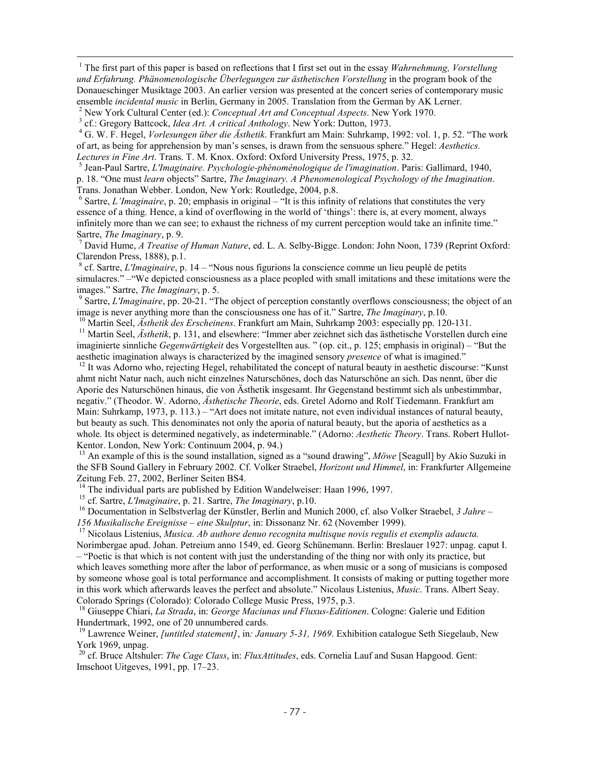[1] The first part of this paper is based on reflections that I first set out in the essay *Wahrnehmung, Vorstellung und Erfahrung. Phänomenologische Überlegungen zur ästhetischen Vorstellung* in the program book of the Donaueschinger Musiktage 2003. An earlier version was presented at the concert series of contemporary music ensemble *incidental music* in Berlin, Germany in 2005. Translation from the German by AK Lerner.

[2] New York Cultural Center (ed.): *Conceptual Art and Conceptual Aspects*. New York 1970.

[3] cf.: Gregory Battcock, *Idea Art. A critical Anthology*. New York: Dutton, 1973.

[4] G. W. F. Hegel, *Vorlesungen über die Ästhetik*. Frankfurt am Main: Suhrkamp, 1992: vol. 1, p. 52. "The work of art, as being for apprehension by man's senses, is drawn from the sensuous sphere." Hegel: *Aesthetics. Lectures in Fine Art*. Trans. T. M. Knox. Oxford: Oxford University Press, 1975, p. 32.

[5] Jean-Paul Sartre, *L'Imaginaire. Psychologie-phénoménologique de l'imagination*. Paris: Gallimard, 1940, p. 18. "One must *learn* objects" Sartre, *The Imaginary. A Phenomenological Psychology of the Imagination*. Trans. Jonathan Webber. London, New York: Routledge, 2004, p.8.

[6] Sartre, *L'Imaginaire*, p. 20; emphasis in original – "It is this infinity of relations that constitutes the very essence of a thing. Hence, a kind of overflowing in the world of 'things': there is, at every moment, always infinitely more than we can see; to exhaust the richness of my current perception would take an infinite time." Sartre, *The Imaginary*, p. 9.

[7] David Hume, *A Treatise of Human Nature*, ed. L. A. Selby-Bigge. London: John Noon, 1739 (Reprint Oxford: Clarendon Press, 1888), p.1.

[8] cf. Sartre, *L'Imaginaire*, p. 14 – "Nous nous figurions la conscience comme un lieu peuplé de petits simulacres." –"We depicted consciousness as a place peopled with small imitations and these imitations were the images." Sartre, *The Imaginary*, p. 5.

[9] Sartre, *L'Imaginaire*, pp. 20-21. "The object of perception constantly overflows consciousness; the object of an image is never anything more than the consciousness one has of it." Sartre, *The Imaginary*, p.10.

[10] Martin Seel, *Ästhetik des Erscheinens*. Frankfurt am Main, Suhrkamp 2003: especially pp. 120-131.

[11] Martin Seel, *Ästhetik*, p. 131, and elsewhere: "Immer aber zeichnet sich das ästhetische Vorstellen durch eine imaginierte sinnliche *Gegenwärtigkeit* des Vorgestellten aus. " (op. cit., p. 125; emphasis in original) – "But the aesthetic imagination always is characterized by the imagined sensory *presence* of what is imagined."

[12] It was Adorno who, rejecting Hegel, rehabilitated the concept of natural beauty in aesthetic discourse: "Kunst ahmt nicht Natur nach, auch nicht einzelnes Naturschönes, doch das Naturschöne an sich. Das nennt, über die Aporie des Naturschönen hinaus, die von Ästhetik insgesamt. Ihr Gegenstand bestimmt sich als unbestimmbar, negativ." (Theodor. W. Adorno, *Ästhetische Theorie*, eds. Gretel Adorno and Rolf Tiedemann. Frankfurt am Main: Suhrkamp, 1973, p. 113.) – "Art does not imitate nature, not even individual instances of natural beauty, but beauty as such. This denominates not only the aporia of natural beauty, but the aporia of aesthetics as a whole. Its object is determined negatively, as indeterminable." (Adorno: *Aesthetic Theory*. Trans. Robert Hullot-Kentor. London, New York: Continuum 2004, p. 94.)

[13] An example of this is the sound installation, signed as a "sound drawing", *Möwe* [Seagull] by Akio Suzuki in the SFB Sound Gallery in February 2002. Cf. Volker Straebel, *Horizont und Himmel*, in: Frankfurter Allgemeine Zeitung Feb. 27, 2002, Berliner Seiten BS4.

[14] The individual parts are published by Edition Wandelweiser: Haan 1996, 1997.

[15] cf. Sartre, *L'Imaginaire*, p. 21. Sartre, *The Imaginary*, p.10.

[16] Documentation in Selbstverlag der Künstler, Berlin and Munich 2000, cf. also Volker Straebel, *3 Jahre – 156 Musikalische Ereignisse – eine Skulptur*, in: Dissonanz Nr. 62 (November 1999).

[17] Nicolaus Listenius, *Musica. Ab authore denuo recognita multisque novis regulis et exemplis adaucta.* Norimbergae apud. Johan. Petreium anno 1549, ed. Georg Schünemann. Berlin: Breslauer 1927: unpag. caput I. – "Poetic is that which is not content with just the understanding of the thing nor with only its practice, but which leaves something more after the labor of performance, as when music or a song of musicians is composed by someone whose goal is total performance and accomplishment. It consists of making or putting together more in this work which afterwards leaves the perfect and absolute." Nicolaus Listenius, *Music*. Trans. Albert Seay. Colorado Springs (Colorado): Colorado College Music Press, 1975, p.3.

[18] Giuseppe Chiari, *La Strada*, in: *George Maciunas und Fluxus-Editionen*. Cologne: Galerie und Edition Hundertmark, 1992, one of 20 unnumbered cards.

[19] Lawrence Weiner, *[untitled statement]*, in*: January 5-31, 1969*. Exhibition catalogue Seth Siegelaub, New York 1969, unpag.

[20] cf. Bruce Altshuler: *The Cage Class*, in: *FluxAttitudes*, eds. Cornelia Lauf and Susan Hapgood. Gent: Imschoot Uitgeves, 1991, pp. 17–23.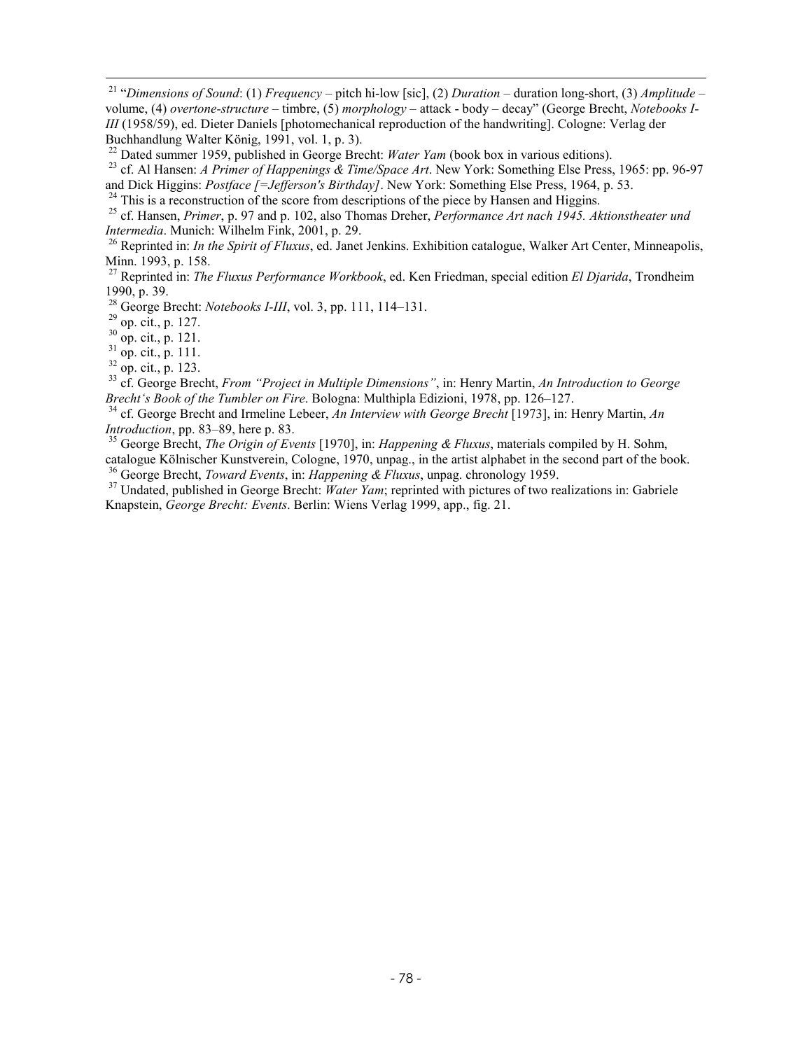[21] "*Dimensions of Sound*: (1) *Frequency* – pitch hi-low [sic], (2) *Duration* – duration long-short, (3) *Amplitude* – volume, (4) *overtone-structure* – timbre, (5) *morphology* – attack - body – decay" (George Brecht, *Notebooks I-III* (1958/59), ed. Dieter Daniels [photomechanical reproduction of the handwriting]. Cologne: Verlag der Buchhandlung Walter König, 1991, vol. 1, p. 3).

[22] Dated summer 1959, published in George Brecht: *Water Yam* (book box in various editions).

[23] cf. Al Hansen: *A Primer of Happenings & Time/Space Art*. New York: Something Else Press, 1965: pp. 96-97 and Dick Higgins: *Postface [=Jefferson's Birthday]*. New York: Something Else Press, 1964, p. 53.

[24] This is a reconstruction of the score from descriptions of the piece by Hansen and Higgins.

[25] cf. Hansen, *Primer*, p. 97 and p. 102, also Thomas Dreher, *Performance Art nach 1945. Aktionstheater und Intermedia*. Munich: Wilhelm Fink, 2001, p. 29.

[26] Reprinted in: *In the Spirit of Fluxus*, ed. Janet Jenkins. Exhibition catalogue, Walker Art Center, Minneapolis, Minn. 1993, p. 158.

[27] Reprinted in: *The Fluxus Performance Workbook*, ed. Ken Friedman, special edition *El Djarida*, Trondheim 1990, p. 39.

[28] George Brecht: *Notebooks I-III*, vol. 3, pp. 111, 114–131.

[29] op. cit., p. 127.

[30] op. cit., p. 121.

[31] op. cit., p. 111.

[32] op. cit., p. 123.

[33] cf. George Brecht, *From "Project in Multiple Dimensions"*, in: Henry Martin, *An Introduction to George Brecht's Book of the Tumbler on Fire*. Bologna: Multhipla Edizioni, 1978, pp. 126–127.

[34] cf. George Brecht and Irmeline Lebeer, *An Interview with George Brecht* [1973], in: Henry Martin, *An Introduction*, pp. 83–89, here p. 83.

[35] George Brecht, *The Origin of Events* [1970], in: *Happening & Fluxus*, materials compiled by H. Sohm, catalogue Kölnischer Kunstverein, Cologne, 1970, unpag., in the artist alphabet in the second part of the book.

[36] George Brecht, *Toward Events*, in: *Happening & Fluxus*, unpag. chronology 1959.

[37] Undated, published in George Brecht: *Water Yam*; reprinted with pictures of two realizations in: Gabriele Knapstein, *George Brecht: Events*. Berlin: Wiens Verlag 1999, app., fig. 21.